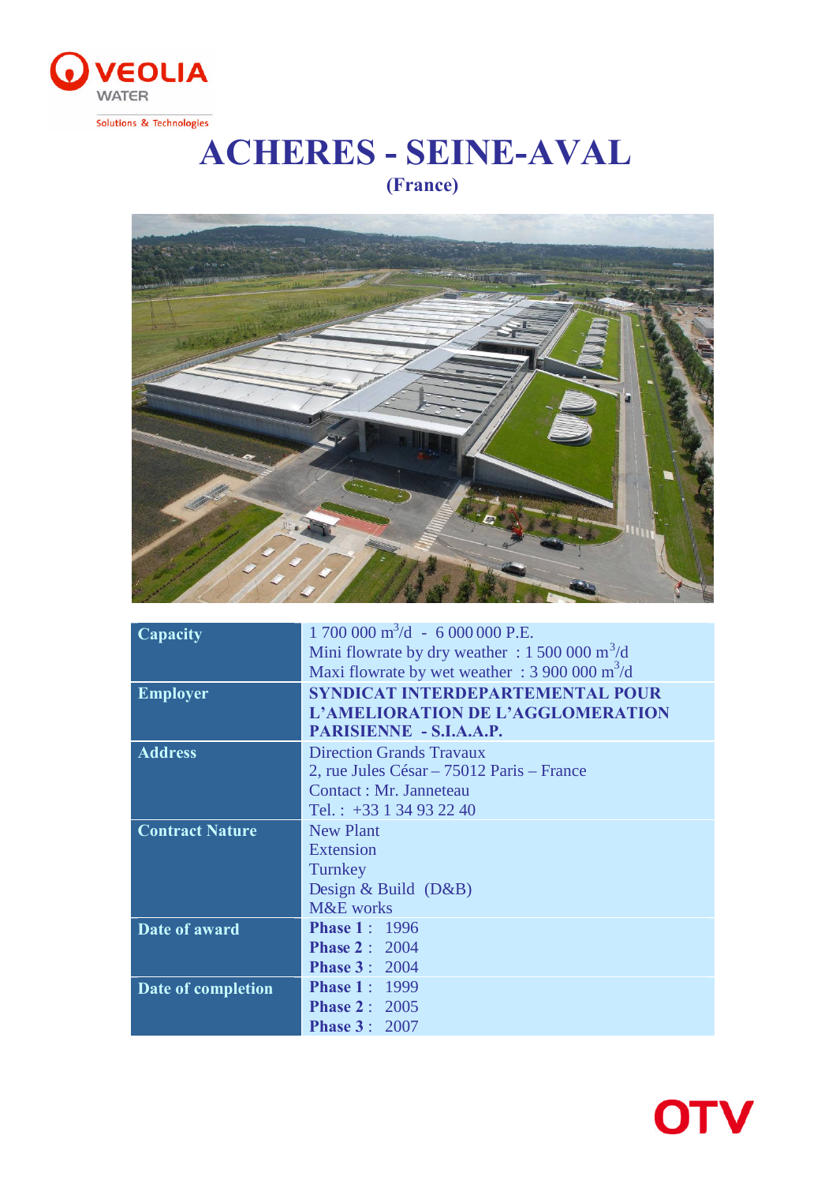VEOLIA WATER

Solutions & Technologies

# ACHERES - SEINE-AVAL

**(France)**

| | |
|---|---|
| **Capacity** | 1 700 000 $m^3$/d - 6 000 000 P.E.<br>Mini flowrate by dry weather : 1 500 000 $m^3$/d<br>Maxi flowrate by wet weather : 3 900 000 $m^3$/d |
| **Employer** | **SYNDICAT INTERDEPARTEMENTAL POUR L'AMELIORATION DE L'AGGLOMERATION PARISIENNE - S.I.A.A.P.** |
| **Address** | Direction Grands Travaux<br>2, rue Jules César – 75012 Paris – France<br>Contact : Mr. Janneteau<br>Tel. : +33 1 34 93 22 40 |
| **Contract Nature** | New Plant<br>Extension<br>Turnkey<br>Design & Build (D&B)<br>M&E works |
| **Date of award** | **Phase 1** : 1996<br>**Phase 2** : 2004<br>**Phase 3** : 2004 |
| **Date of completion** | **Phase 1** : 1999<br>**Phase 2** : 2005<br>**Phase 3** : 2007 |

OTV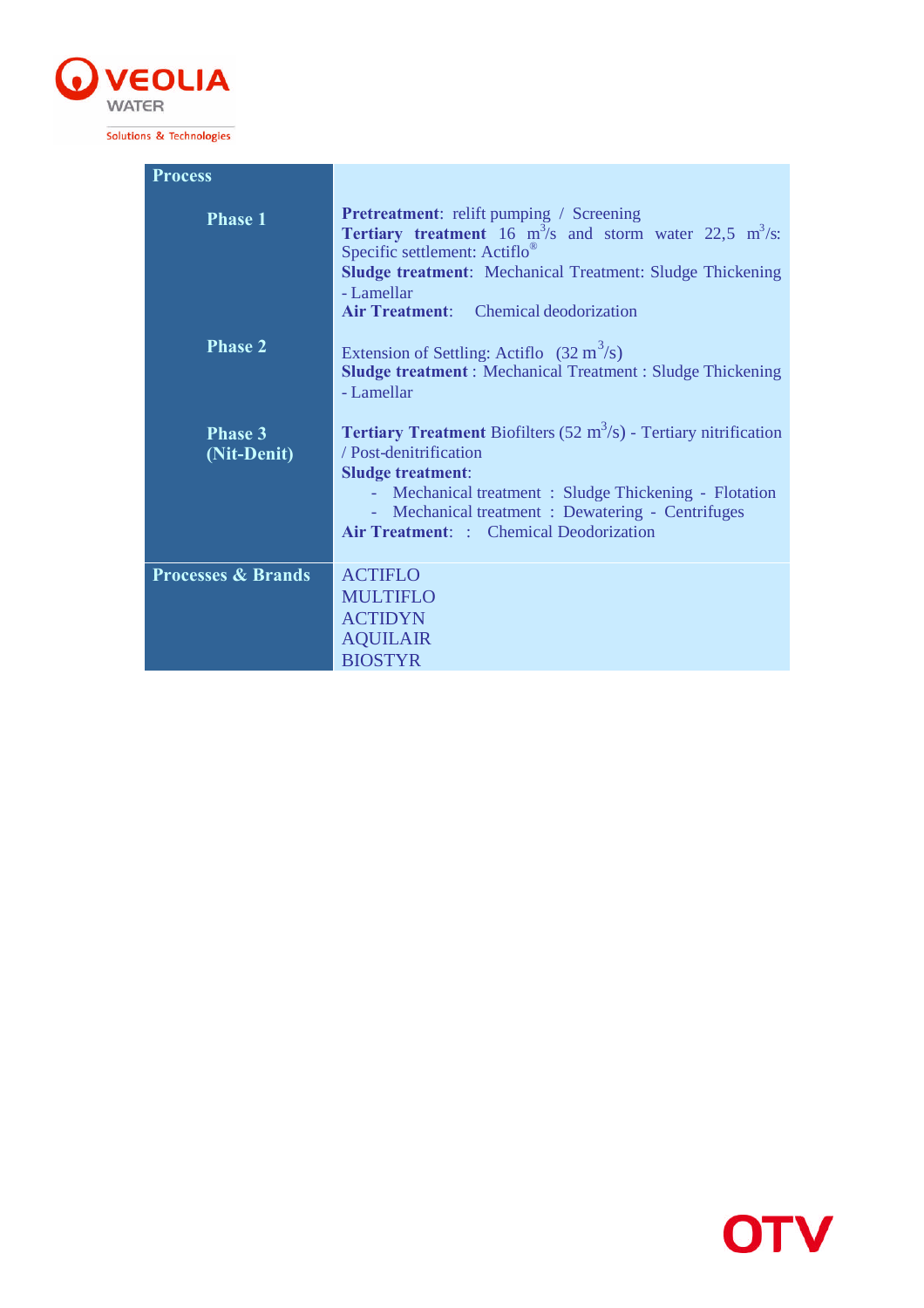| | |
|---|---|
| **Process** | |
| **Phase 1** | **Pretreatment**: relift pumping / Screening<br>**Tertiary treatment** 16 $m^3/s$ and storm water 22,5 $m^3/s$: Specific settlement: Actiflo®<br>**Sludge treatment**: Mechanical Treatment: Sludge Thickening - Lamellar<br>**Air Treatment**: Chemical deodorization |
| **Phase 2** | Extension of Settling: Actiflo (32 $m^3/s$)<br>**Sludge treatment** : Mechanical Treatment : Sludge Thickening - Lamellar |
| **Phase 3 (Nit-Denit)** | **Tertiary Treatment** Biofilters (52 $m^3/s$) - Tertiary nitrification / Post-denitrification<br>**Sludge treatment**:<br>- Mechanical treatment : Sludge Thickening - Flotation<br>- Mechanical treatment : Dewatering - Centrifuges<br>**Air Treatment**: : Chemical Deodorization |
| **Processes & Brands** | ACTIFLO<br>MULTIFLO<br>ACTIDYN<br>AQUILAIR<br>BIOSTYR |